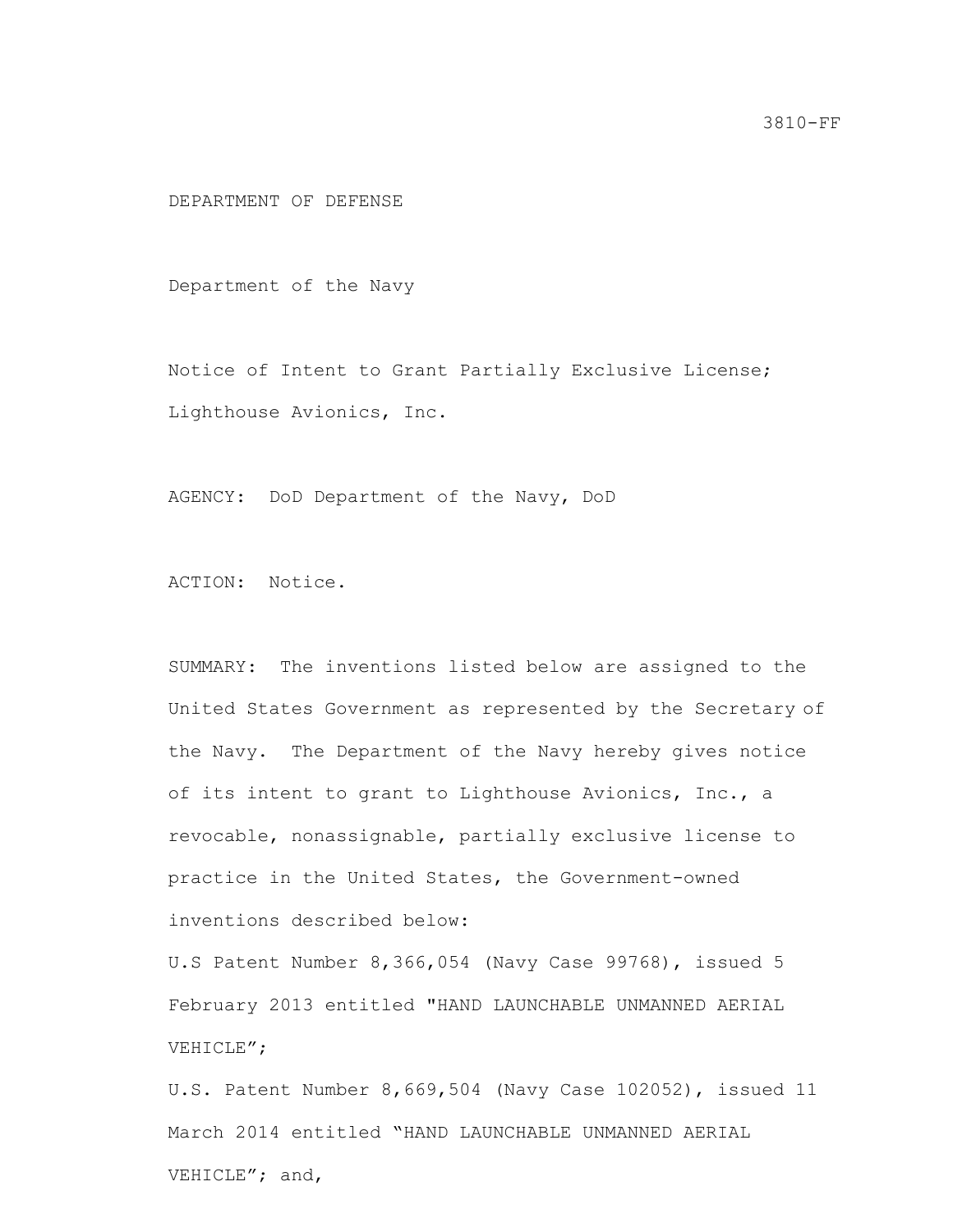3810-FF

DEPARTMENT OF DEFENSE

Department of the Navy

Notice of Intent to Grant Partially Exclusive License; Lighthouse Avionics, Inc.

AGENCY: DoD Department of the Navy, DoD

ACTION: Notice.

SUMMARY: The inventions listed below are assigned to the United States Government as represented by the Secretary of the Navy. The Department of the Navy hereby gives notice of its intent to grant to Lighthouse Avionics, Inc., a revocable, nonassignable, partially exclusive license to practice in the United States, the Government-owned inventions described below:

U.S Patent Number 8,366,054 (Navy Case 99768), issued 5 February 2013 entitled "HAND LAUNCHABLE UNMANNED AERIAL VEHICLE";

U.S. Patent Number 8,669,504 (Navy Case 102052), issued 11 March 2014 entitled "HAND LAUNCHABLE UNMANNED AERIAL VEHICLE"; and,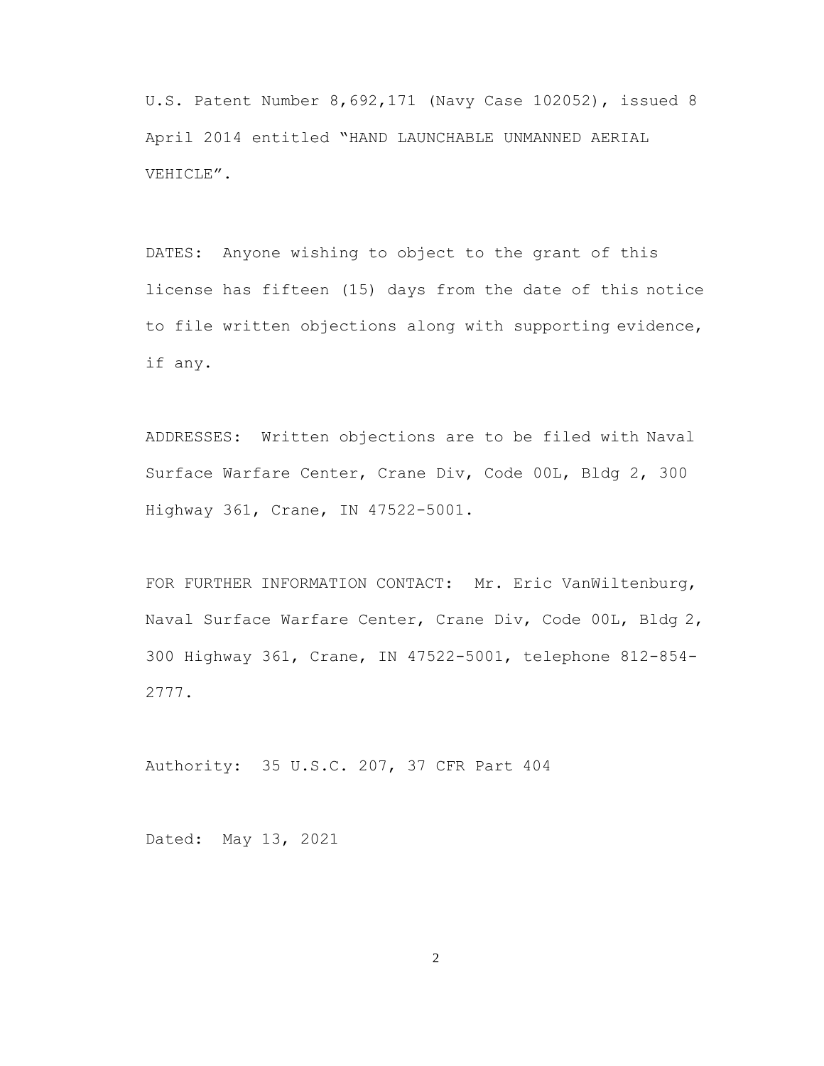U.S. Patent Number 8,692,171 (Navy Case 102052), issued 8 April 2014 entitled "HAND LAUNCHABLE UNMANNED AERIAL VEHICLE".

DATES: Anyone wishing to object to the grant of this license has fifteen (15) days from the date of this notice to file written objections along with supporting evidence, if any.

ADDRESSES: Written objections are to be filed with Naval Surface Warfare Center, Crane Div, Code 00L, Bldg 2, 300 Highway 361, Crane, IN 47522-5001.

FOR FURTHER INFORMATION CONTACT: Mr. Eric VanWiltenburg, Naval Surface Warfare Center, Crane Div, Code 00L, Bldg 2, 300 Highway 361, Crane, IN 47522-5001, telephone 812-854-2777.

Authority: 35 U.S.C. 207, 37 CFR Part 404

Dated: May 13, 2021